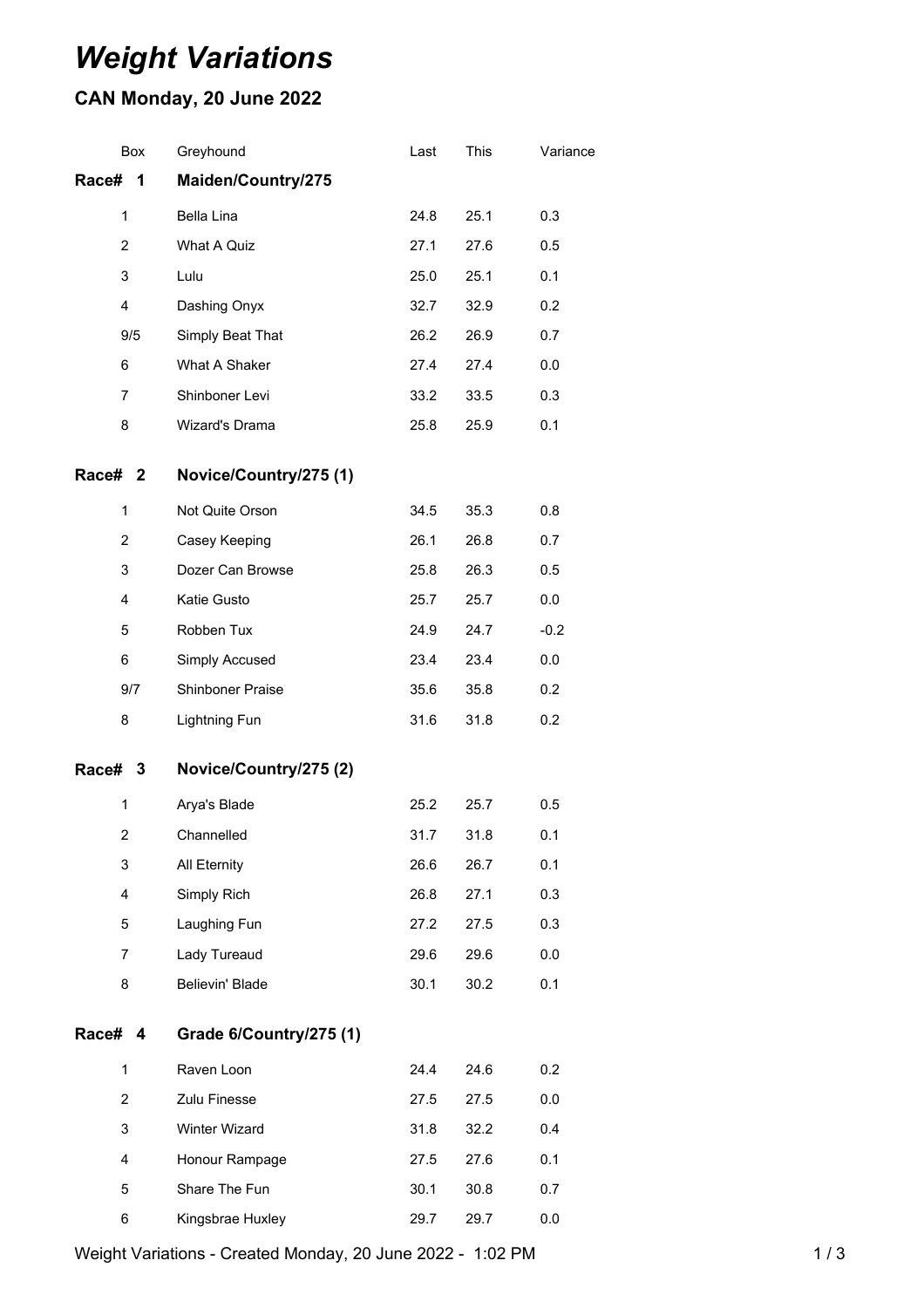# *Weight Variations*

## CAN Monday, 20 June 2022

| Box | Greyhound | Last | This | Variance |
|---|---|---|---|---|
| **Race# 1** | **Maiden/Country/275** | | | |
| 1 | Bella Lina | 24.8 | 25.1 | 0.3 |
| 2 | What A Quiz | 27.1 | 27.6 | 0.5 |
| 3 | Lulu | 25.0 | 25.1 | 0.1 |
| 4 | Dashing Onyx | 32.7 | 32.9 | 0.2 |
| 9/5 | Simply Beat That | 26.2 | 26.9 | 0.7 |
| 6 | What A Shaker | 27.4 | 27.4 | 0.0 |
| 7 | Shinboner Levi | 33.2 | 33.5 | 0.3 |
| 8 | Wizard's Drama | 25.8 | 25.9 | 0.1 |
| **Race# 2** | **Novice/Country/275 (1)** | | | |
| 1 | Not Quite Orson | 34.5 | 35.3 | 0.8 |
| 2 | Casey Keeping | 26.1 | 26.8 | 0.7 |
| 3 | Dozer Can Browse | 25.8 | 26.3 | 0.5 |
| 4 | Katie Gusto | 25.7 | 25.7 | 0.0 |
| 5 | Robben Tux | 24.9 | 24.7 | -0.2 |
| 6 | Simply Accused | 23.4 | 23.4 | 0.0 |
| 9/7 | Shinboner Praise | 35.6 | 35.8 | 0.2 |
| 8 | Lightning Fun | 31.6 | 31.8 | 0.2 |
| **Race# 3** | **Novice/Country/275 (2)** | | | |
| 1 | Arya's Blade | 25.2 | 25.7 | 0.5 |
| 2 | Channelled | 31.7 | 31.8 | 0.1 |
| 3 | All Eternity | 26.6 | 26.7 | 0.1 |
| 4 | Simply Rich | 26.8 | 27.1 | 0.3 |
| 5 | Laughing Fun | 27.2 | 27.5 | 0.3 |
| 7 | Lady Tureaud | 29.6 | 29.6 | 0.0 |
| 8 | Believin' Blade | 30.1 | 30.2 | 0.1 |
| **Race# 4** | **Grade 6/Country/275 (1)** | | | |
| 1 | Raven Loon | 24.4 | 24.6 | 0.2 |
| 2 | Zulu Finesse | 27.5 | 27.5 | 0.0 |
| 3 | Winter Wizard | 31.8 | 32.2 | 0.4 |
| 4 | Honour Rampage | 27.5 | 27.6 | 0.1 |
| 5 | Share The Fun | 30.1 | 30.8 | 0.7 |
| 6 | Kingsbrae Huxley | 29.7 | 29.7 | 0.0 |

Weight Variations - Created Monday, 20 June 2022 - 1:02 PM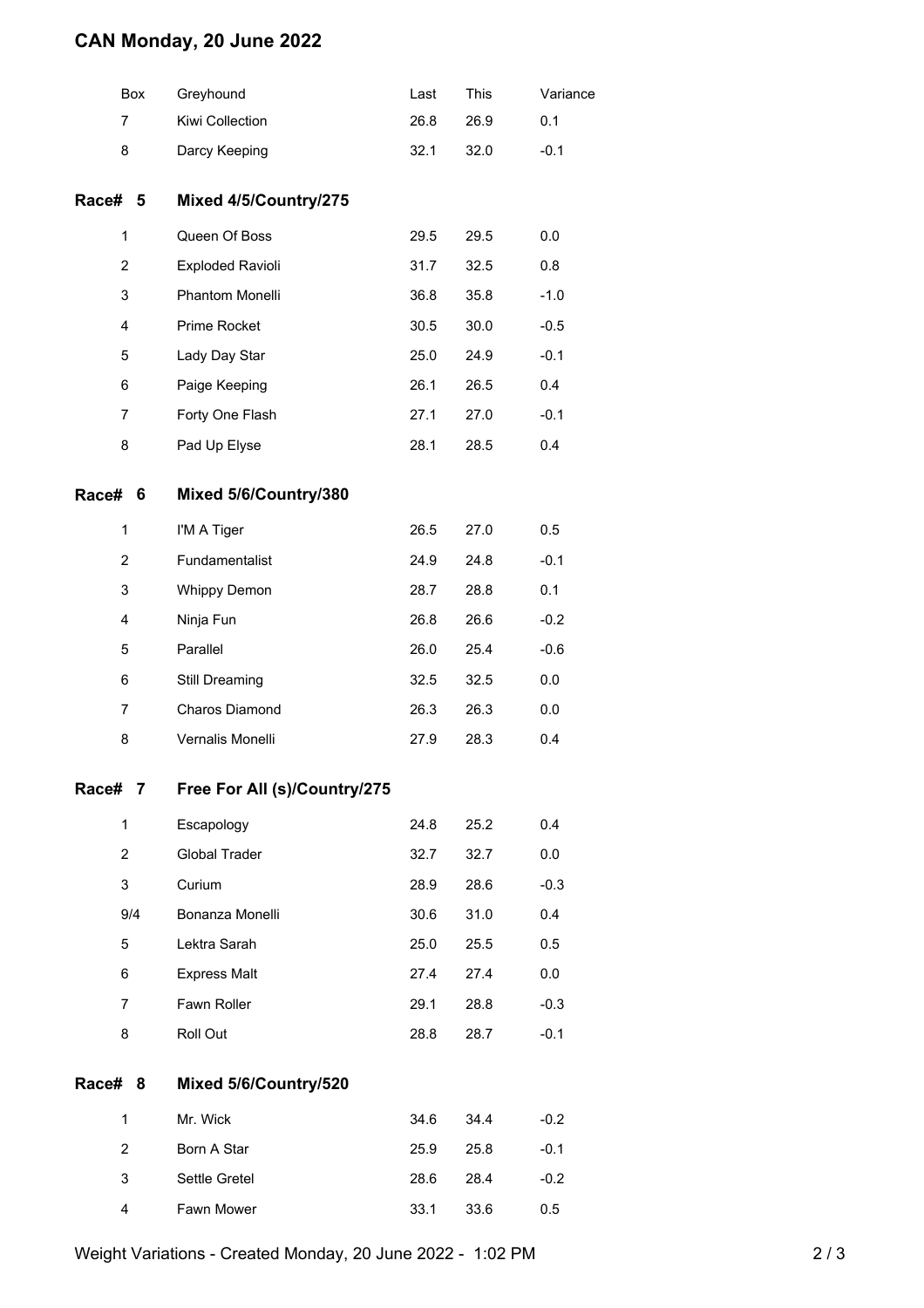# CAN Monday, 20 June 2022

| Box | Greyhound | Last | This | Variance |
|---|---|---|---|---|
| 7 | Kiwi Collection | 26.8 | 26.9 | 0.1 |
| 8 | Darcy Keeping | 32.1 | 32.0 | -0.1 |

## Race# 5 Mixed 4/5/Country/275

| Box | Greyhound | Last | This | Variance |
|---|---|---|---|---|
| 1 | Queen Of Boss | 29.5 | 29.5 | 0.0 |
| 2 | Exploded Ravioli | 31.7 | 32.5 | 0.8 |
| 3 | Phantom Monelli | 36.8 | 35.8 | -1.0 |
| 4 | Prime Rocket | 30.5 | 30.0 | -0.5 |
| 5 | Lady Day Star | 25.0 | 24.9 | -0.1 |
| 6 | Paige Keeping | 26.1 | 26.5 | 0.4 |
| 7 | Forty One Flash | 27.1 | 27.0 | -0.1 |
| 8 | Pad Up Elyse | 28.1 | 28.5 | 0.4 |

## Race# 6 Mixed 5/6/Country/380

| Box | Greyhound | Last | This | Variance |
|---|---|---|---|---|
| 1 | I'M A Tiger | 26.5 | 27.0 | 0.5 |
| 2 | Fundamentalist | 24.9 | 24.8 | -0.1 |
| 3 | Whippy Demon | 28.7 | 28.8 | 0.1 |
| 4 | Ninja Fun | 26.8 | 26.6 | -0.2 |
| 5 | Parallel | 26.0 | 25.4 | -0.6 |
| 6 | Still Dreaming | 32.5 | 32.5 | 0.0 |
| 7 | Charos Diamond | 26.3 | 26.3 | 0.0 |
| 8 | Vernalis Monelli | 27.9 | 28.3 | 0.4 |

## Race# 7 Free For All (s)/Country/275

| Box | Greyhound | Last | This | Variance |
|---|---|---|---|---|
| 1 | Escapology | 24.8 | 25.2 | 0.4 |
| 2 | Global Trader | 32.7 | 32.7 | 0.0 |
| 3 | Curium | 28.9 | 28.6 | -0.3 |
| 9/4 | Bonanza Monelli | 30.6 | 31.0 | 0.4 |
| 5 | Lektra Sarah | 25.0 | 25.5 | 0.5 |
| 6 | Express Malt | 27.4 | 27.4 | 0.0 |
| 7 | Fawn Roller | 29.1 | 28.8 | -0.3 |
| 8 | Roll Out | 28.8 | 28.7 | -0.1 |

## Race# 8 Mixed 5/6/Country/520

| Box | Greyhound | Last | This | Variance |
|---|---|---|---|---|
| 1 | Mr. Wick | 34.6 | 34.4 | -0.2 |
| 2 | Born A Star | 25.9 | 25.8 | -0.1 |
| 3 | Settle Gretel | 28.6 | 28.4 | -0.2 |
| 4 | Fawn Mower | 33.1 | 33.6 | 0.5 |

Weight Variations - Created Monday, 20 June 2022 - 1:02 PM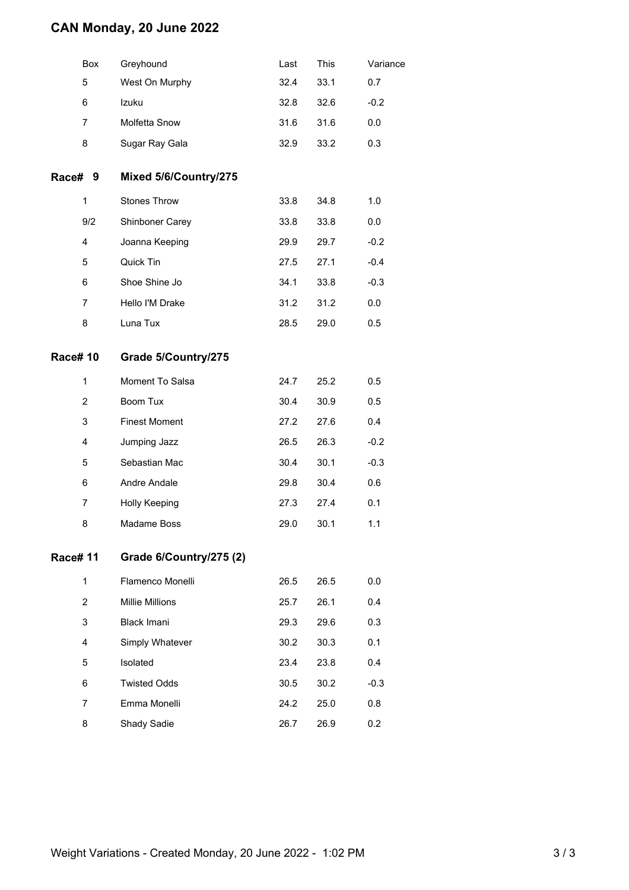# CAN Monday, 20 June 2022

| Box | Greyhound | Last | This | Variance |
|---|---|---|---|---|
| 5 | West On Murphy | 32.4 | 33.1 | 0.7 |
| 6 | Izuku | 32.8 | 32.6 | -0.2 |
| 7 | Molfetta Snow | 31.6 | 31.6 | 0.0 |
| 8 | Sugar Ray Gala | 32.9 | 33.2 | 0.3 |

## Race# 9 Mixed 5/6/Country/275

| | | | | |
|---|---|---|---|---|
| 1 | Stones Throw | 33.8 | 34.8 | 1.0 |
| 9/2 | Shinboner Carey | 33.8 | 33.8 | 0.0 |
| 4 | Joanna Keeping | 29.9 | 29.7 | -0.2 |
| 5 | Quick Tin | 27.5 | 27.1 | -0.4 |
| 6 | Shoe Shine Jo | 34.1 | 33.8 | -0.3 |
| 7 | Hello I'M Drake | 31.2 | 31.2 | 0.0 |
| 8 | Luna Tux | 28.5 | 29.0 | 0.5 |

## Race# 10 Grade 5/Country/275

| | | | | |
|---|---|---|---|---|
| 1 | Moment To Salsa | 24.7 | 25.2 | 0.5 |
| 2 | Boom Tux | 30.4 | 30.9 | 0.5 |
| 3 | Finest Moment | 27.2 | 27.6 | 0.4 |
| 4 | Jumping Jazz | 26.5 | 26.3 | -0.2 |
| 5 | Sebastian Mac | 30.4 | 30.1 | -0.3 |
| 6 | Andre Andale | 29.8 | 30.4 | 0.6 |
| 7 | Holly Keeping | 27.3 | 27.4 | 0.1 |
| 8 | Madame Boss | 29.0 | 30.1 | 1.1 |

## Race# 11 Grade 6/Country/275 (2)

| | | | | |
|---|---|---|---|---|
| 1 | Flamenco Monelli | 26.5 | 26.5 | 0.0 |
| 2 | Millie Millions | 25.7 | 26.1 | 0.4 |
| 3 | Black Imani | 29.3 | 29.6 | 0.3 |
| 4 | Simply Whatever | 30.2 | 30.3 | 0.1 |
| 5 | Isolated | 23.4 | 23.8 | 0.4 |
| 6 | Twisted Odds | 30.5 | 30.2 | -0.3 |
| 7 | Emma Monelli | 24.2 | 25.0 | 0.8 |
| 8 | Shady Sadie | 26.7 | 26.9 | 0.2 |

Weight Variations - Created Monday, 20 June 2022 - 1:02 PM